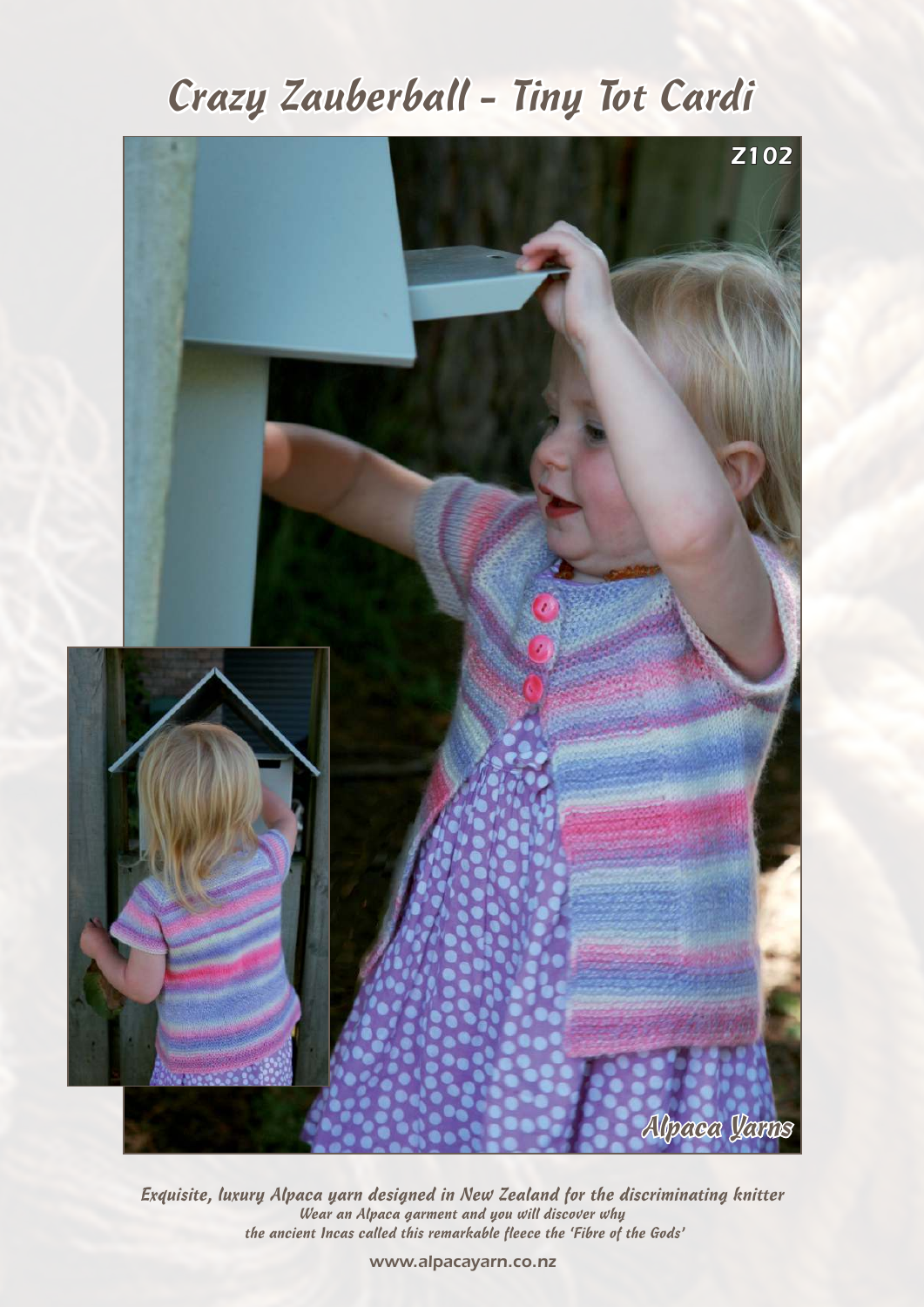# Crazy Zauberball - Tiny Tot Cardi

Z102

Alpaca Yarns

*Exquisite, luxury Alpaca yarn designed in New Zealand for the discriminating knitter*
*Wear an Alpaca garment and you will discover why*
*the ancient Incas called this remarkable fleece the 'Fibre of the Gods'*

www.alpacayarn.co.nz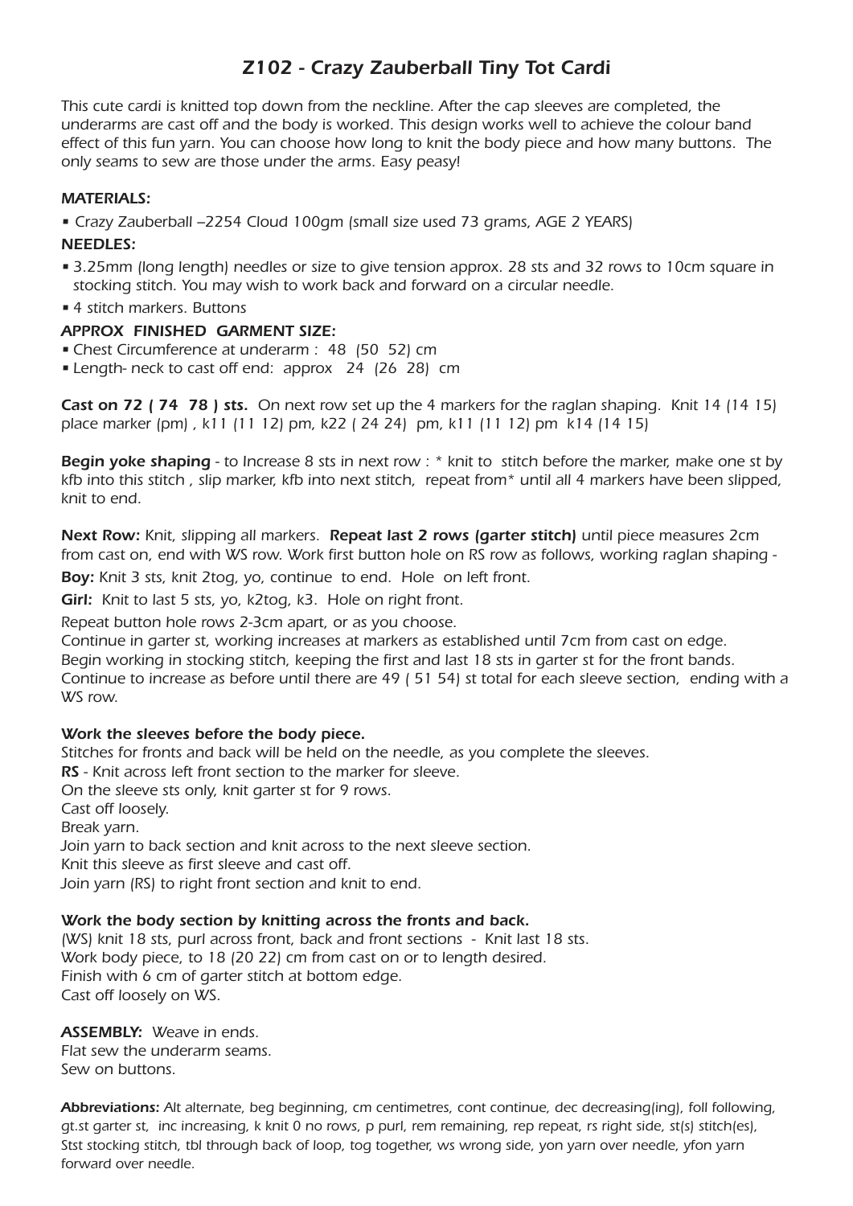# *Z102 - Crazy Zauberball Tiny Tot Cardi*

*This cute cardi is knitted top down from the neckline. After the cap sleeves are completed, the underarms are cast off and the body is worked. This design works well to achieve the colour band effect of this fun yarn. You can choose how long to knit the body piece and how many buttons. The only seams to sew are those under the arms. Easy peasy!*

### *MATERIALS:*

- *Crazy Zauberball –2254 Cloud 100gm (small size used 73 grams, AGE 2 YEARS)*

### *NEEDLES:*

- *3.25mm (long length) needles or size to give tension approx. 28 sts and 32 rows to 10cm square in stocking stitch. You may wish to work back and forward on a circular needle.*
- *4 stitch markers. Buttons*

### *APPROX FINISHED GARMENT SIZE:*

- *Chest Circumference at underarm : 48 (50 52) cm*
- *Length- neck to cast off end: approx 24 (26 28) cm*

***Cast on 72 ( 74 78 ) sts.*** *On next row set up the 4 markers for the raglan shaping. Knit 14 (14 15) place marker (pm) , k11 (11 12) pm, k22 ( 24 24) pm, k11 (11 12) pm k14 (14 15)*

***Begin yoke shaping*** *- to Increase 8 sts in next row : * knit to stitch before the marker, make one st by kfb into this stitch , slip marker, kfb into next stitch, repeat from* until all 4 markers have been slipped, knit to end.*

***Next Row:*** *Knit, slipping all markers.* ***Repeat last 2 rows (garter stitch)*** *until piece measures 2cm from cast on, end with WS row. Work first button hole on RS row as follows, working raglan shaping -*

***Boy:*** *Knit 3 sts, knit 2tog, yo, continue to end. Hole on left front.*

***Girl:*** *Knit to last 5 sts, yo, k2tog, k3. Hole on right front.*

*Repeat button hole rows 2-3cm apart, or as you choose.*
*Continue in garter st, working increases at markers as established until 7cm from cast on edge.*
*Begin working in stocking stitch, keeping the first and last 18 sts in garter st for the front bands.*
*Continue to increase as before until there are 49 ( 51 54) st total for each sleeve section, ending with a WS row.*

#### *Work the sleeves before the body piece.*

*Stitches for fronts and back will be held on the needle, as you complete the sleeves.*
***RS*** *- Knit across left front section to the marker for sleeve.*
*On the sleeve sts only, knit garter st for 9 rows.*
*Cast off loosely.*
*Break yarn.*
*Join yarn to back section and knit across to the next sleeve section.*
*Knit this sleeve as first sleeve and cast off.*
*Join yarn (RS) to right front section and knit to end.*

#### *Work the body section by knitting across the fronts and back.*

*(WS) knit 18 sts, purl across front, back and front sections - Knit last 18 sts.*
*Work body piece, to 18 (20 22) cm from cast on or to length desired.*
*Finish with 6 cm of garter stitch at bottom edge.*
*Cast off loosely on WS.*

***ASSEMBLY:*** *Weave in ends.*
*Flat sew the underarm seams.*
*Sew on buttons.*

***Abbreviations:*** *Alt alternate, beg beginning, cm centimetres, cont continue, dec decreasing(ing), foll following, gt.st garter st, inc increasing, k knit 0 no rows, p purl, rem remaining, rep repeat, rs right side, st(s) stitch(es), Stst stocking stitch, tbl through back of loop, tog together, ws wrong side, yon yarn over needle, yfon yarn forward over needle.*